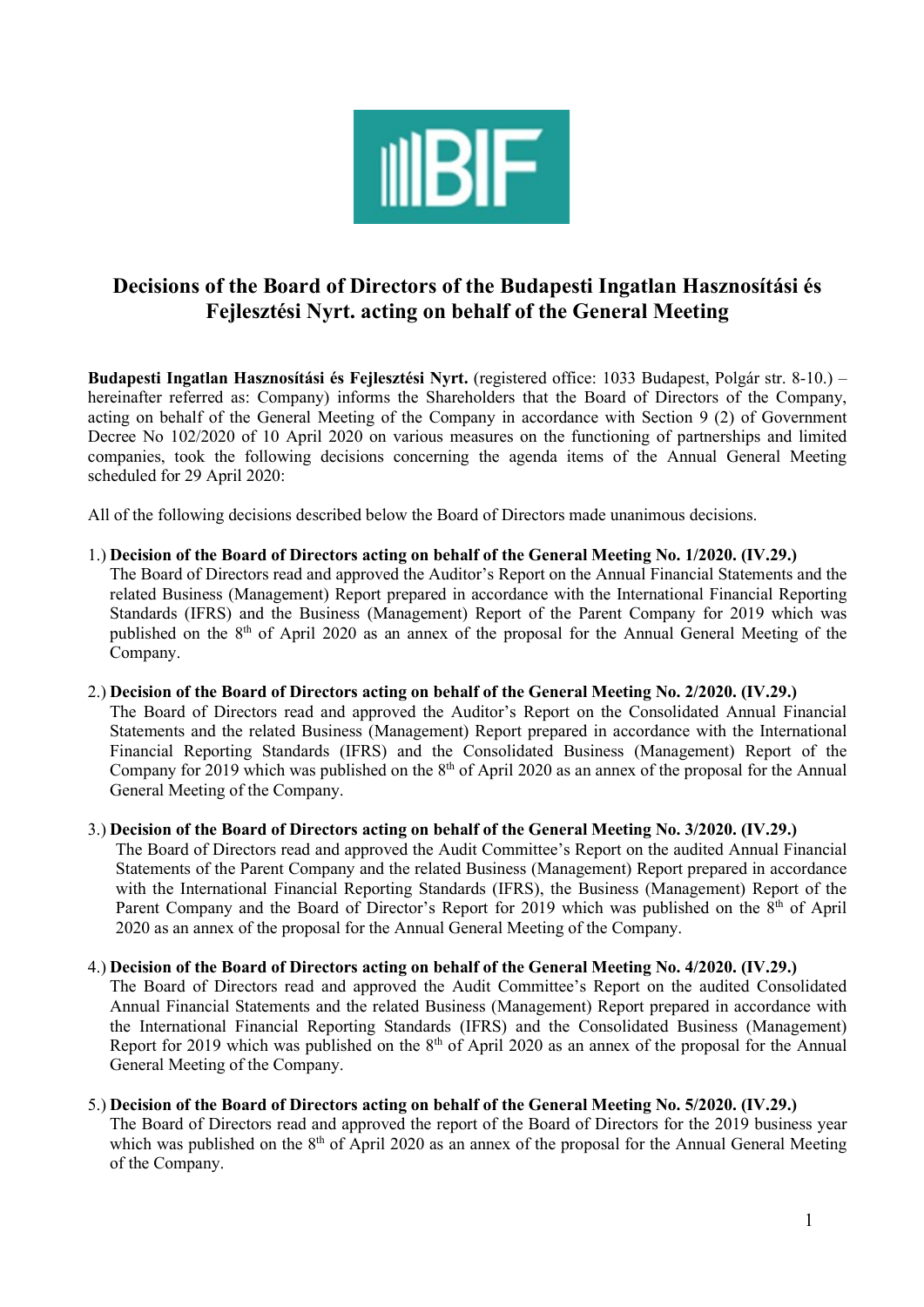# Decisions of the Board of Directors of the Budapesti Ingatlan Hasznosítási és Fejlesztési Nyrt. acting on behalf of the General Meeting

**Budapesti Ingatlan Hasznosítási és Fejlesztési Nyrt.** (registered office: 1033 Budapest, Polgár str. 8-10.) – hereinafter referred as: Company) informs the Shareholders that the Board of Directors of the Company, acting on behalf of the General Meeting of the Company in accordance with Section 9 (2) of Government Decree No 102/2020 of 10 April 2020 on various measures on the functioning of partnerships and limited companies, took the following decisions concerning the agenda items of the Annual General Meeting scheduled for 29 April 2020:

All of the following decisions described below the Board of Directors made unanimous decisions.

1.) **Decision of the Board of Directors acting on behalf of the General Meeting No. 1/2020. (IV.29.)**
The Board of Directors read and approved the Auditor's Report on the Annual Financial Statements and the related Business (Management) Report prepared in accordance with the International Financial Reporting Standards (IFRS) and the Business (Management) Report of the Parent Company for 2019 which was published on the 8th of April 2020 as an annex of the proposal for the Annual General Meeting of the Company.

2.) **Decision of the Board of Directors acting on behalf of the General Meeting No. 2/2020. (IV.29.)**
The Board of Directors read and approved the Auditor's Report on the Consolidated Annual Financial Statements and the related Business (Management) Report prepared in accordance with the International Financial Reporting Standards (IFRS) and the Consolidated Business (Management) Report of the Company for 2019 which was published on the 8th of April 2020 as an annex of the proposal for the Annual General Meeting of the Company.

3.) **Decision of the Board of Directors acting on behalf of the General Meeting No. 3/2020. (IV.29.)**
The Board of Directors read and approved the Audit Committee's Report on the audited Annual Financial Statements of the Parent Company and the related Business (Management) Report prepared in accordance with the International Financial Reporting Standards (IFRS), the Business (Management) Report of the Parent Company and the Board of Director's Report for 2019 which was published on the 8th of April 2020 as an annex of the proposal for the Annual General Meeting of the Company.

4.) **Decision of the Board of Directors acting on behalf of the General Meeting No. 4/2020. (IV.29.)**
The Board of Directors read and approved the Audit Committee's Report on the audited Consolidated Annual Financial Statements and the related Business (Management) Report prepared in accordance with the International Financial Reporting Standards (IFRS) and the Consolidated Business (Management) Report for 2019 which was published on the 8th of April 2020 as an annex of the proposal for the Annual General Meeting of the Company.

5.) **Decision of the Board of Directors acting on behalf of the General Meeting No. 5/2020. (IV.29.)**
The Board of Directors read and approved the report of the Board of Directors for the 2019 business year which was published on the 8th of April 2020 as an annex of the proposal for the Annual General Meeting of the Company.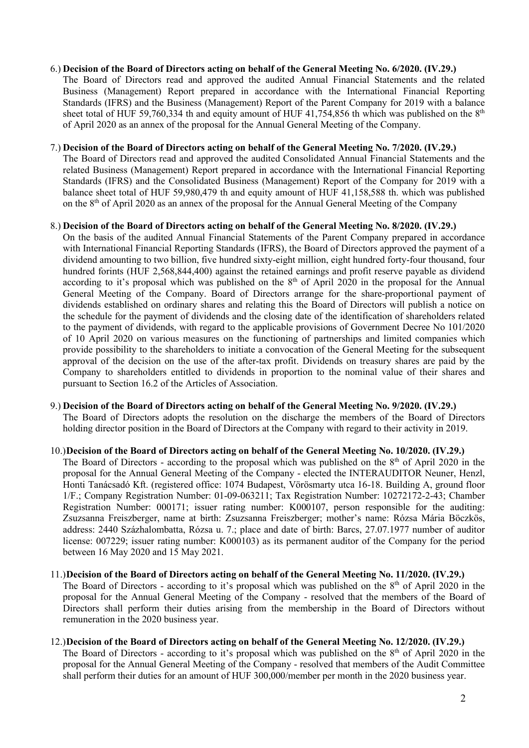6.) **Decision of the Board of Directors acting on behalf of the General Meeting No. 6/2020. (IV.29.)**
The Board of Directors read and approved the audited Annual Financial Statements and the related Business (Management) Report prepared in accordance with the International Financial Reporting Standards (IFRS) and the Business (Management) Report of the Parent Company for 2019 with a balance sheet total of HUF 59,760,334 th and equity amount of HUF 41,754,856 th which was published on the 8th of April 2020 as an annex of the proposal for the Annual General Meeting of the Company.

7.) **Decision of the Board of Directors acting on behalf of the General Meeting No. 7/2020. (IV.29.)**
The Board of Directors read and approved the audited Consolidated Annual Financial Statements and the related Business (Management) Report prepared in accordance with the International Financial Reporting Standards (IFRS) and the Consolidated Business (Management) Report of the Company for 2019 with a balance sheet total of HUF 59,980,479 th and equity amount of HUF 41,158,588 th. which was published on the 8th of April 2020 as an annex of the proposal for the Annual General Meeting of the Company

8.) **Decision of the Board of Directors acting on behalf of the General Meeting No. 8/2020. (IV.29.)**
On the basis of the audited Annual Financial Statements of the Parent Company prepared in accordance with International Financial Reporting Standards (IFRS), the Board of Directors approved the payment of a dividend amounting to two billion, five hundred sixty-eight million, eight hundred forty-four thousand, four hundred forints (HUF 2,568,844,400) against the retained earnings and profit reserve payable as dividend according to it's proposal which was published on the 8th of April 2020 in the proposal for the Annual General Meeting of the Company. Board of Directors arrange for the share-proportional payment of dividends established on ordinary shares and relating this the Board of Directors will publish a notice on the schedule for the payment of dividends and the closing date of the identification of shareholders related to the payment of dividends, with regard to the applicable provisions of Government Decree No 101/2020 of 10 April 2020 on various measures on the functioning of partnerships and limited companies which provide possibility to the shareholders to initiate a convocation of the General Meeting for the subsequent approval of the decision on the use of the after-tax profit. Dividends on treasury shares are paid by the Company to shareholders entitled to dividends in proportion to the nominal value of their shares and pursuant to Section 16.2 of the Articles of Association.

9.) **Decision of the Board of Directors acting on behalf of the General Meeting No. 9/2020. (IV.29.)**
The Board of Directors adopts the resolution on the discharge the members of the Board of Directors holding director position in the Board of Directors at the Company with regard to their activity in 2019.

10.) **Decision of the Board of Directors acting on behalf of the General Meeting No. 10/2020. (IV.29.)**
The Board of Directors - according to the proposal which was published on the 8th of April 2020 in the proposal for the Annual General Meeting of the Company - elected the INTERAUDITOR Neuner, Henzl, Honti Tanácsadó Kft. (registered office: 1074 Budapest, Vörösmarty utca 16-18. Building A, ground floor 1/F.; Company Registration Number: 01-09-063211; Tax Registration Number: 10272172-2-43; Chamber Registration Number: 000171; issuer rating number: K000107, person responsible for the auditing: Zsuzsanna Freiszberger, name at birth: Zsuzsanna Freiszberger; mother's name: Rózsa Mária Böczkös, address: 2440 Százhalombatta, Rózsa u. 7.; place and date of birth: Barcs, 27.07.1977 number of auditor license: 007229; issuer rating number: K000103) as its permanent auditor of the Company for the period between 16 May 2020 and 15 May 2021.

11.) **Decision of the Board of Directors acting on behalf of the General Meeting No. 11/2020. (IV.29.)**
The Board of Directors - according to it's proposal which was published on the 8th of April 2020 in the proposal for the Annual General Meeting of the Company - resolved that the members of the Board of Directors shall perform their duties arising from the membership in the Board of Directors without remuneration in the 2020 business year.

12.) **Decision of the Board of Directors acting on behalf of the General Meeting No. 12/2020. (IV.29.)**
The Board of Directors - according to it's proposal which was published on the 8th of April 2020 in the proposal for the Annual General Meeting of the Company - resolved that members of the Audit Committee shall perform their duties for an amount of HUF 300,000/member per month in the 2020 business year.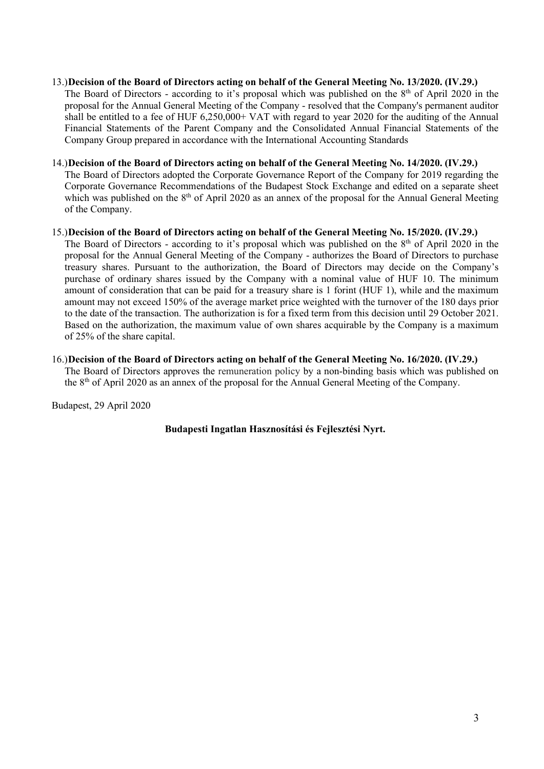13.) **Decision of the Board of Directors acting on behalf of the General Meeting No. 13/2020. (IV.29.)**
The Board of Directors - according to it's proposal which was published on the 8th of April 2020 in the proposal for the Annual General Meeting of the Company - resolved that the Company's permanent auditor shall be entitled to a fee of HUF 6,250,000+ VAT with regard to year 2020 for the auditing of the Annual Financial Statements of the Parent Company and the Consolidated Annual Financial Statements of the Company Group prepared in accordance with the International Accounting Standards

14.) **Decision of the Board of Directors acting on behalf of the General Meeting No. 14/2020. (IV.29.)**
The Board of Directors adopted the Corporate Governance Report of the Company for 2019 regarding the Corporate Governance Recommendations of the Budapest Stock Exchange and edited on a separate sheet which was published on the 8th of April 2020 as an annex of the proposal for the Annual General Meeting of the Company.

15.) **Decision of the Board of Directors acting on behalf of the General Meeting No. 15/2020. (IV.29.)**
The Board of Directors - according to it's proposal which was published on the 8th of April 2020 in the proposal for the Annual General Meeting of the Company - authorizes the Board of Directors to purchase treasury shares. Pursuant to the authorization, the Board of Directors may decide on the Company's purchase of ordinary shares issued by the Company with a nominal value of HUF 10. The minimum amount of consideration that can be paid for a treasury share is 1 forint (HUF 1), while and the maximum amount may not exceed 150% of the average market price weighted with the turnover of the 180 days prior to the date of the transaction. The authorization is for a fixed term from this decision until 29 October 2021. Based on the authorization, the maximum value of own shares acquirable by the Company is a maximum of 25% of the share capital.

16.) **Decision of the Board of Directors acting on behalf of the General Meeting No. 16/2020. (IV.29.)**
The Board of Directors approves the remuneration policy by a non-binding basis which was published on the 8th of April 2020 as an annex of the proposal for the Annual General Meeting of the Company.

Budapest, 29 April 2020

**Budapesti Ingatlan Hasznosítási és Fejlesztési Nyrt.**